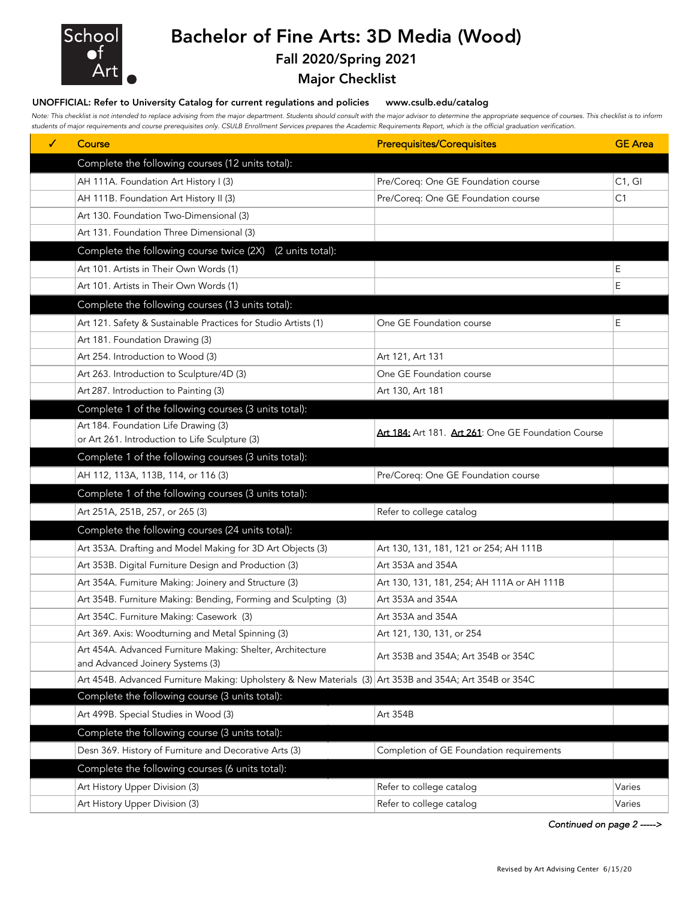School of Art

# Bachelor of Fine Arts: 3D Media (Wood)

## Fall 2020/Spring 2021

## Major Checklist

**UNOFFICIAL: Refer to University Catalog for current regulations and policies      www.csulb.edu/catalog**

*Note: This checklist is not intended to replace advising from the major department. Students should consult with the major advisor to determine the appropriate sequence of courses. This checklist is to inform students of major requirements and course prerequisites only. CSULB Enrollment Services prepares the Academic Requirements Report, which is the official graduation verification.*

| ✓ | Course | Prerequisites/Corequisites | GE Area |
|---|---|---|---|
| | **Complete the following courses (12 units total):** | | |
| | AH 111A. Foundation Art History I (3) | Pre/Coreq: One GE Foundation course | C1, GI |
| | AH 111B. Foundation Art History II (3) | Pre/Coreq: One GE Foundation course | C1 |
| | Art 130. Foundation Two-Dimensional (3) | | |
| | Art 131. Foundation Three Dimensional (3) | | |
| | **Complete the following course twice (2X)   (2 units total):** | | |
| | Art 101. Artists in Their Own Words (1) | | E |
| | Art 101. Artists in Their Own Words (1) | | E |
| | **Complete the following courses (13 units total):** | | |
| | Art 121. Safety & Sustainable Practices for Studio Artists (1) | One GE Foundation course | E |
| | Art 181. Foundation Drawing (3) | | |
| | Art 254. Introduction to Wood (3) | Art 121, Art 131 | |
| | Art 263. Introduction to Sculpture/4D (3) | One GE Foundation course | |
| | Art 287. Introduction to Painting (3) | Art 130, Art 181 | |
| | **Complete 1 of the following courses (3 units total):** | | |
| | Art 184. Foundation Life Drawing (3) or Art 261. Introduction to Life Sculpture (3) | Art 184: Art 181. Art 261: One GE Foundation Course | |
| | **Complete 1 of the following courses (3 units total):** | | |
| | AH 112, 113A, 113B, 114, or 116 (3) | Pre/Coreq: One GE Foundation course | |
| | **Complete 1 of the following courses (3 units total):** | | |
| | Art 251A, 251B, 257, or 265 (3) | Refer to college catalog | |
| | **Complete the following courses (24 units total):** | | |
| | Art 353A. Drafting and Model Making for 3D Art Objects (3) | Art 130, 131, 181, 121 or 254; AH 111B | |
| | Art 353B. Digital Furniture Design and Production (3) | Art 353A and 354A | |
| | Art 354A. Furniture Making: Joinery and Structure (3) | Art 130, 131, 181, 254; AH 111A or AH 111B | |
| | Art 354B. Furniture Making: Bending, Forming and Sculpting (3) | Art 353A and 354A | |
| | Art 354C. Furniture Making: Casework (3) | Art 353A and 354A | |
| | Art 369. Axis: Woodturning and Metal Spinning (3) | Art 121, 130, 131, or 254 | |
| | Art 454A. Advanced Furniture Making: Shelter, Architecture and Advanced Joinery Systems (3) | Art 353B and 354A; Art 354B or 354C | |
| | Art 454B. Advanced Furniture Making: Upholstery & New Materials (3) | Art 353B and 354A; Art 354B or 354C | |
| | **Complete the following course (3 units total):** | | |
| | Art 499B. Special Studies in Wood (3) | Art 354B | |
| | **Complete the following course (3 units total):** | | |
| | Desn 369. History of Furniture and Decorative Arts (3) | Completion of GE Foundation requirements | |
| | **Complete the following courses (6 units total):** | | |
| | Art History Upper Division (3) | Refer to college catalog | Varies |
| | Art History Upper Division (3) | Refer to college catalog | Varies |

*Continued on page 2 ----->*

Revised by Art Advising Center 6/15/20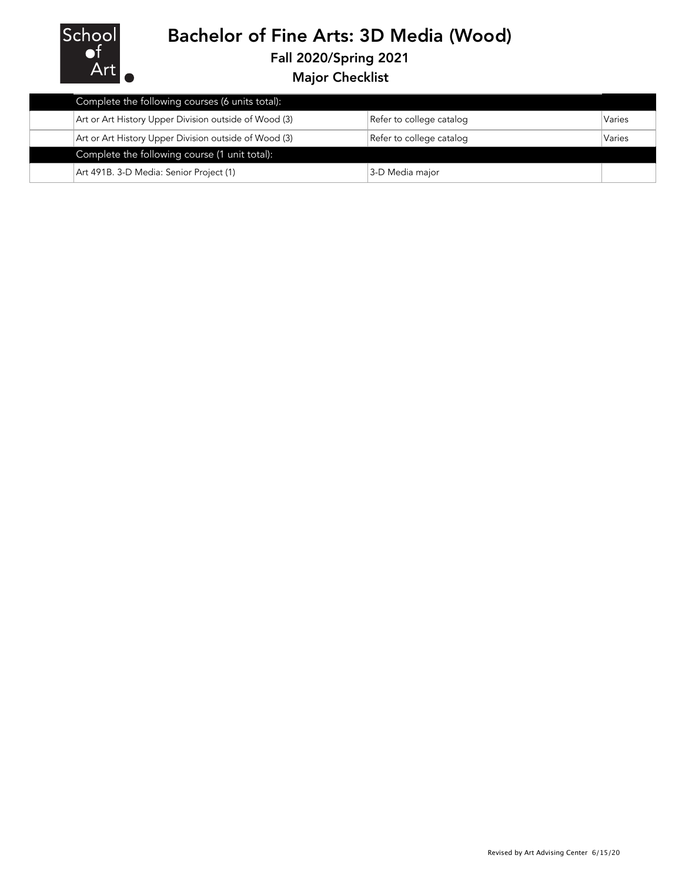# Bachelor of Fine Arts: 3D Media (Wood)

## Fall 2020/Spring 2021

## Major Checklist

| | | | |
|---|---|---|---|
| | Complete the following courses (6 units total): | | |
| | Art or Art History Upper Division outside of Wood (3) | Refer to college catalog | Varies |
| | Art or Art History Upper Division outside of Wood (3) | Refer to college catalog | Varies |
| | Complete the following course (1 unit total): | | |
| | Art 491B. 3-D Media: Senior Project (1) | 3-D Media major | |

Revised by Art Advising Center 6/15/20